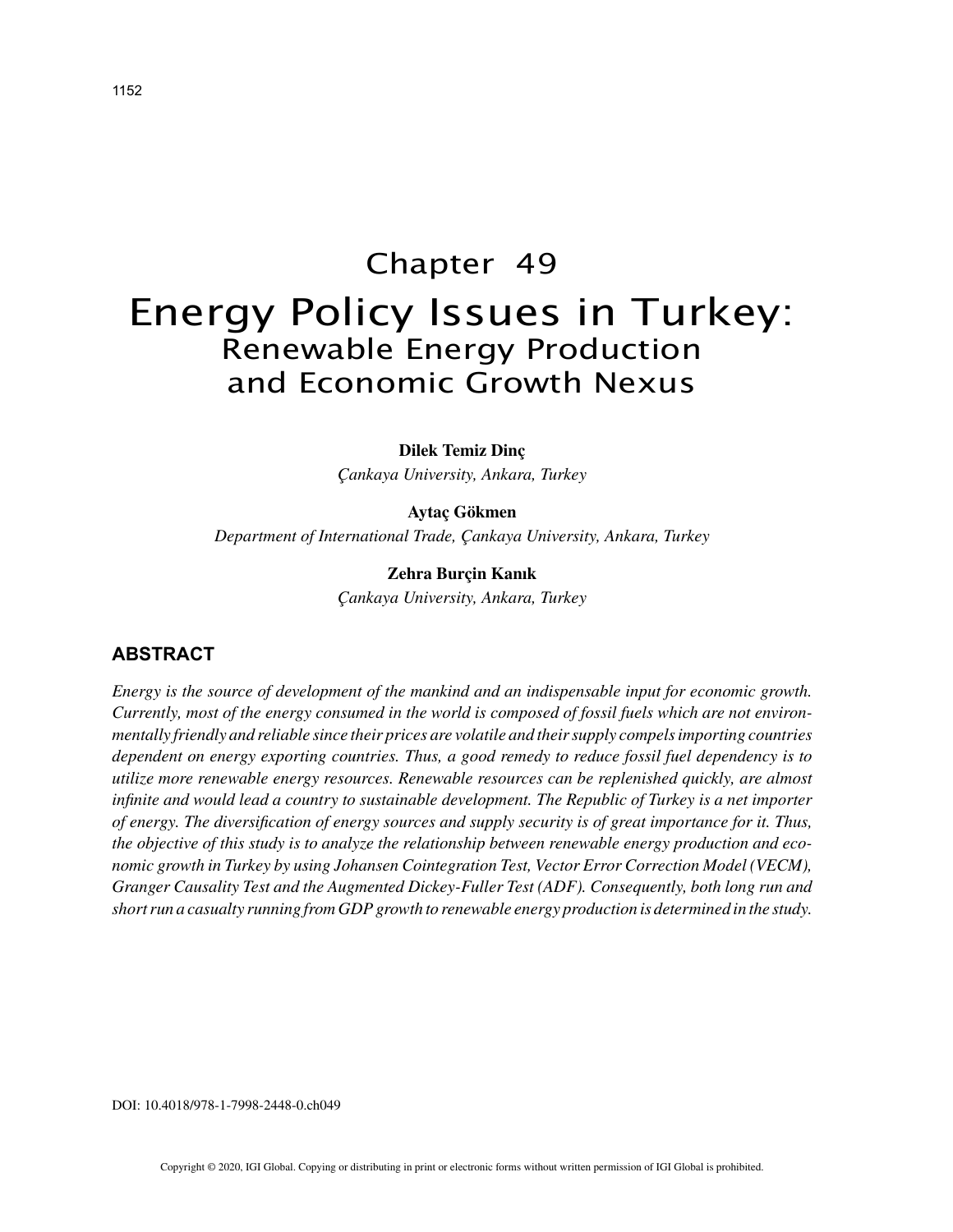# Chapter 49

# Energy Policy Issues in Turkey:

## Renewable Energy Production and Economic Growth Nexus

**Dilek Temiz Dinç**

*Çankaya University, Ankara, Turkey*

**Aytaç Gökmen**

*Department of International Trade, Çankaya University, Ankara, Turkey*

**Zehra Burçin Kanık**

*Çankaya University, Ankara, Turkey*

## ABSTRACT

*Energy is the source of development of the mankind and an indispensable input for economic growth. Currently, most of the energy consumed in the world is composed of fossil fuels which are not environmentally friendly and reliable since their prices are volatile and their supply compels importing countries dependent on energy exporting countries. Thus, a good remedy to reduce fossil fuel dependency is to utilize more renewable energy resources. Renewable resources can be replenished quickly, are almost infinite and would lead a country to sustainable development. The Republic of Turkey is a net importer of energy. The diversification of energy sources and supply security is of great importance for it. Thus, the objective of this study is to analyze the relationship between renewable energy production and economic growth in Turkey by using Johansen Cointegration Test, Vector Error Correction Model (VECM), Granger Causality Test and the Augmented Dickey-Fuller Test (ADF). Consequently, both long run and short run a casualty running from GDP growth to renewable energy production is determined in the study.*

DOI: 10.4018/978-1-7998-2448-0.ch049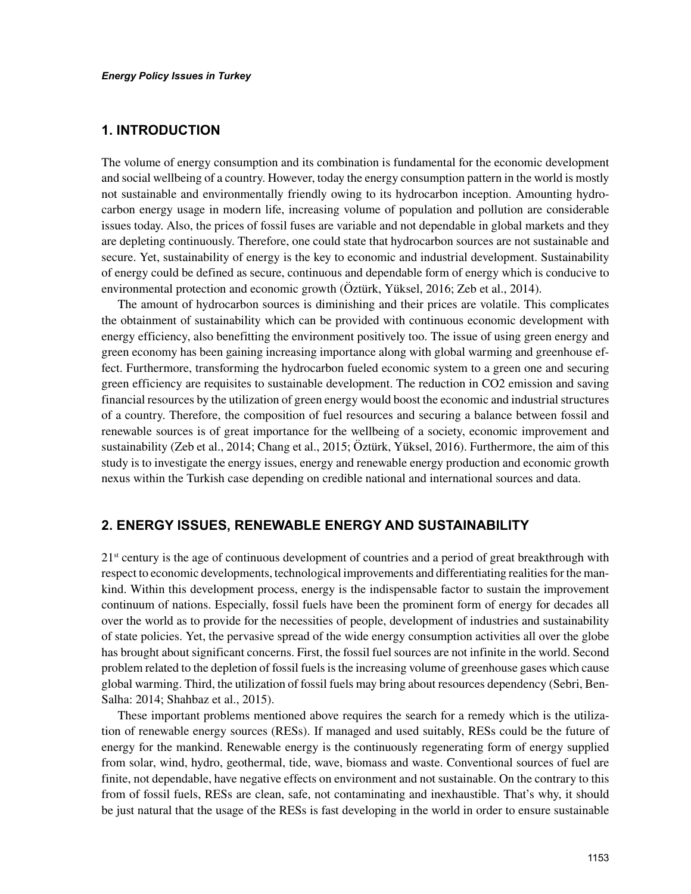## 1. INTRODUCTION

The volume of energy consumption and its combination is fundamental for the economic development and social wellbeing of a country. However, today the energy consumption pattern in the world is mostly not sustainable and environmentally friendly owing to its hydrocarbon inception. Amounting hydrocarbon energy usage in modern life, increasing volume of population and pollution are considerable issues today. Also, the prices of fossil fuses are variable and not dependable in global markets and they are depleting continuously. Therefore, one could state that hydrocarbon sources are not sustainable and secure. Yet, sustainability of energy is the key to economic and industrial development. Sustainability of energy could be defined as secure, continuous and dependable form of energy which is conducive to environmental protection and economic growth (Öztürk, Yüksel, 2016; Zeb et al., 2014).

The amount of hydrocarbon sources is diminishing and their prices are volatile. This complicates the obtainment of sustainability which can be provided with continuous economic development with energy efficiency, also benefitting the environment positively too. The issue of using green energy and green economy has been gaining increasing importance along with global warming and greenhouse effect. Furthermore, transforming the hydrocarbon fueled economic system to a green one and securing green efficiency are requisites to sustainable development. The reduction in $CO_2$ emission and saving financial resources by the utilization of green energy would boost the economic and industrial structures of a country. Therefore, the composition of fuel resources and securing a balance between fossil and renewable sources is of great importance for the wellbeing of a society, economic improvement and sustainability (Zeb et al., 2014; Chang et al., 2015; Öztürk, Yüksel, 2016). Furthermore, the aim of this study is to investigate the energy issues, energy and renewable energy production and economic growth nexus within the Turkish case depending on credible national and international sources and data.

## 2. ENERGY ISSUES, RENEWABLE ENERGY AND SUSTAINABILITY

21st century is the age of continuous development of countries and a period of great breakthrough with respect to economic developments, technological improvements and differentiating realities for the mankind. Within this development process, energy is the indispensable factor to sustain the improvement continuum of nations. Especially, fossil fuels have been the prominent form of energy for decades all over the world as to provide for the necessities of people, development of industries and sustainability of state policies. Yet, the pervasive spread of the wide energy consumption activities all over the globe has brought about significant concerns. First, the fossil fuel sources are not infinite in the world. Second problem related to the depletion of fossil fuels is the increasing volume of greenhouse gases which cause global warming. Third, the utilization of fossil fuels may bring about resources dependency (Sebri, Ben-Salha: 2014; Shahbaz et al., 2015).

These important problems mentioned above requires the search for a remedy which is the utilization of renewable energy sources (RESs). If managed and used suitably, RESs could be the future of energy for the mankind. Renewable energy is the continuously regenerating form of energy supplied from solar, wind, hydro, geothermal, tide, wave, biomass and waste. Conventional sources of fuel are finite, not dependable, have negative effects on environment and not sustainable. On the contrary to this from of fossil fuels, RESs are clean, safe, not contaminating and inexhaustible. That's why, it should be just natural that the usage of the RESs is fast developing in the world in order to ensure sustainable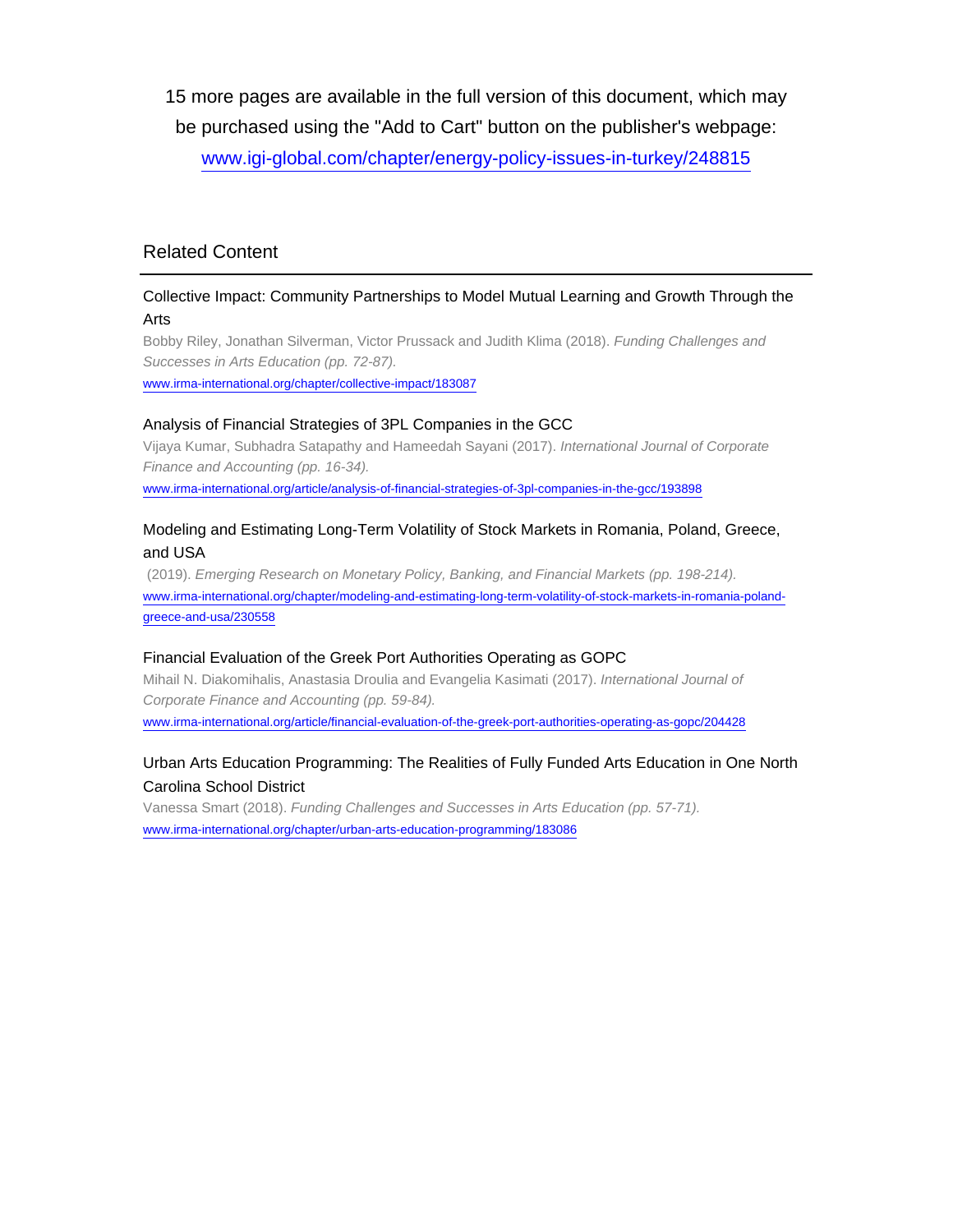15 more pages are available in the full version of this document, which may be purchased using the "Add to Cart" button on the publisher's webpage: [www.igi-global.com/chapter/energy-policy-issues-in-turkey/248815](www.igi-global.com/chapter/energy-policy-issues-in-turkey/248815)

## Related Content

Collective Impact: Community Partnerships to Model Mutual Learning and Growth Through the Arts
Bobby Riley, Jonathan Silverman, Victor Prussack and Judith Klima (2018). *Funding Challenges and Successes in Arts Education (pp. 72-87).*
[www.irma-international.org/chapter/collective-impact/183087](www.irma-international.org/chapter/collective-impact/183087)

Analysis of Financial Strategies of 3PL Companies in the GCC
Vijaya Kumar, Subhadra Satapathy and Hameedah Sayani (2017). *International Journal of Corporate Finance and Accounting (pp. 16-34).*
[www.irma-international.org/article/analysis-of-financial-strategies-of-3pl-companies-in-the-gcc/193898](www.irma-international.org/article/analysis-of-financial-strategies-of-3pl-companies-in-the-gcc/193898)

Modeling and Estimating Long-Term Volatility of Stock Markets in Romania, Poland, Greece, and USA
(2019). *Emerging Research on Monetary Policy, Banking, and Financial Markets (pp. 198-214).*
[www.irma-international.org/chapter/modeling-and-estimating-long-term-volatility-of-stock-markets-in-romania-poland-greece-and-usa/230558](www.irma-international.org/chapter/modeling-and-estimating-long-term-volatility-of-stock-markets-in-romania-poland-greece-and-usa/230558)

Financial Evaluation of the Greek Port Authorities Operating as GOPC
Mihail N. Diakomihalis, Anastasia Droulia and Evangelia Kasimati (2017). *International Journal of Corporate Finance and Accounting (pp. 59-84).*
[www.irma-international.org/article/financial-evaluation-of-the-greek-port-authorities-operating-as-gopc/204428](www.irma-international.org/article/financial-evaluation-of-the-greek-port-authorities-operating-as-gopc/204428)

Urban Arts Education Programming: The Realities of Fully Funded Arts Education in One North Carolina School District
Vanessa Smart (2018). *Funding Challenges and Successes in Arts Education (pp. 57-71).*
[www.irma-international.org/chapter/urban-arts-education-programming/183086](www.irma-international.org/chapter/urban-arts-education-programming/183086)